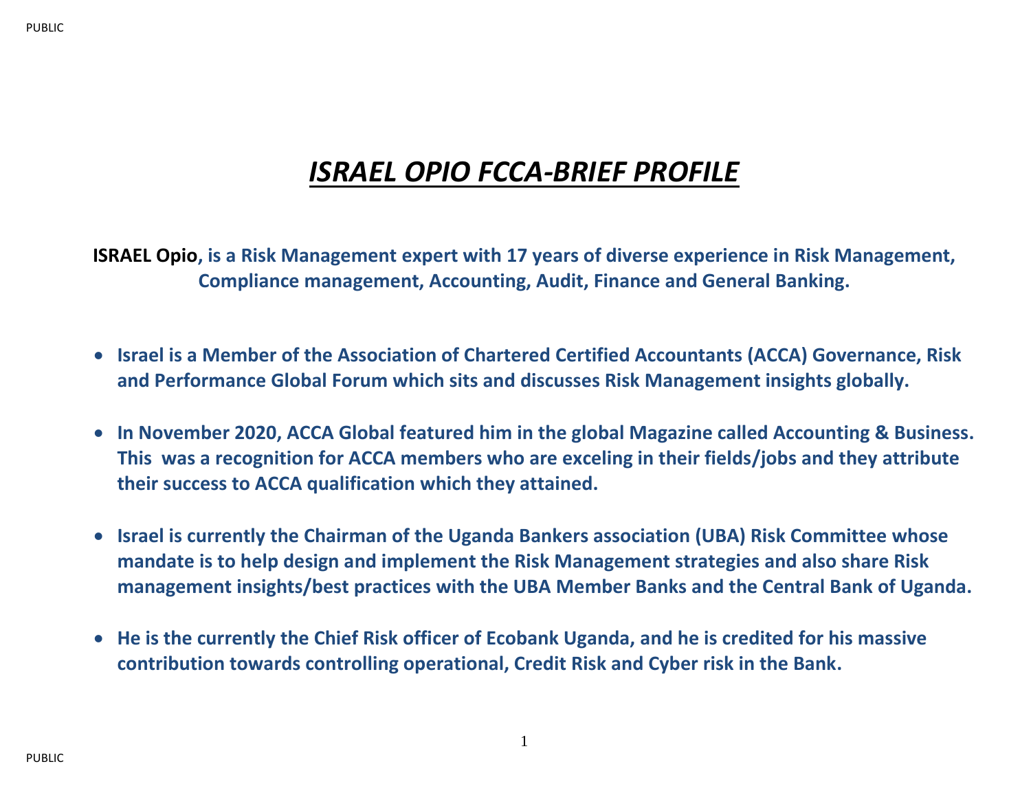# *ISRAEL OPIO FCCA-BRIEF PROFILE*

**ISRAEL Opio, is a Risk Management expert with 17 years of diverse experience in Risk Management, Compliance management, Accounting, Audit, Finance and General Banking.**

- **Israel is a Member of the Association of Chartered Certified Accountants (ACCA) Governance, Risk and Performance Global Forum which sits and discusses Risk Management insights globally.**
- **In November 2020, ACCA Global featured him in the global Magazine called Accounting & Business. This was a recognition for ACCA members who are exceling in their fields/jobs and they attribute their success to ACCA qualification which they attained.**
- **Israel is currently the Chairman of the Uganda Bankers association (UBA) Risk Committee whose mandate is to help design and implement the Risk Management strategies and also share Risk management insights/best practices with the UBA Member Banks and the Central Bank of Uganda.**
- **He is the currently the Chief Risk officer of Ecobank Uganda, and he is credited for his massive contribution towards controlling operational, Credit Risk and Cyber risk in the Bank.**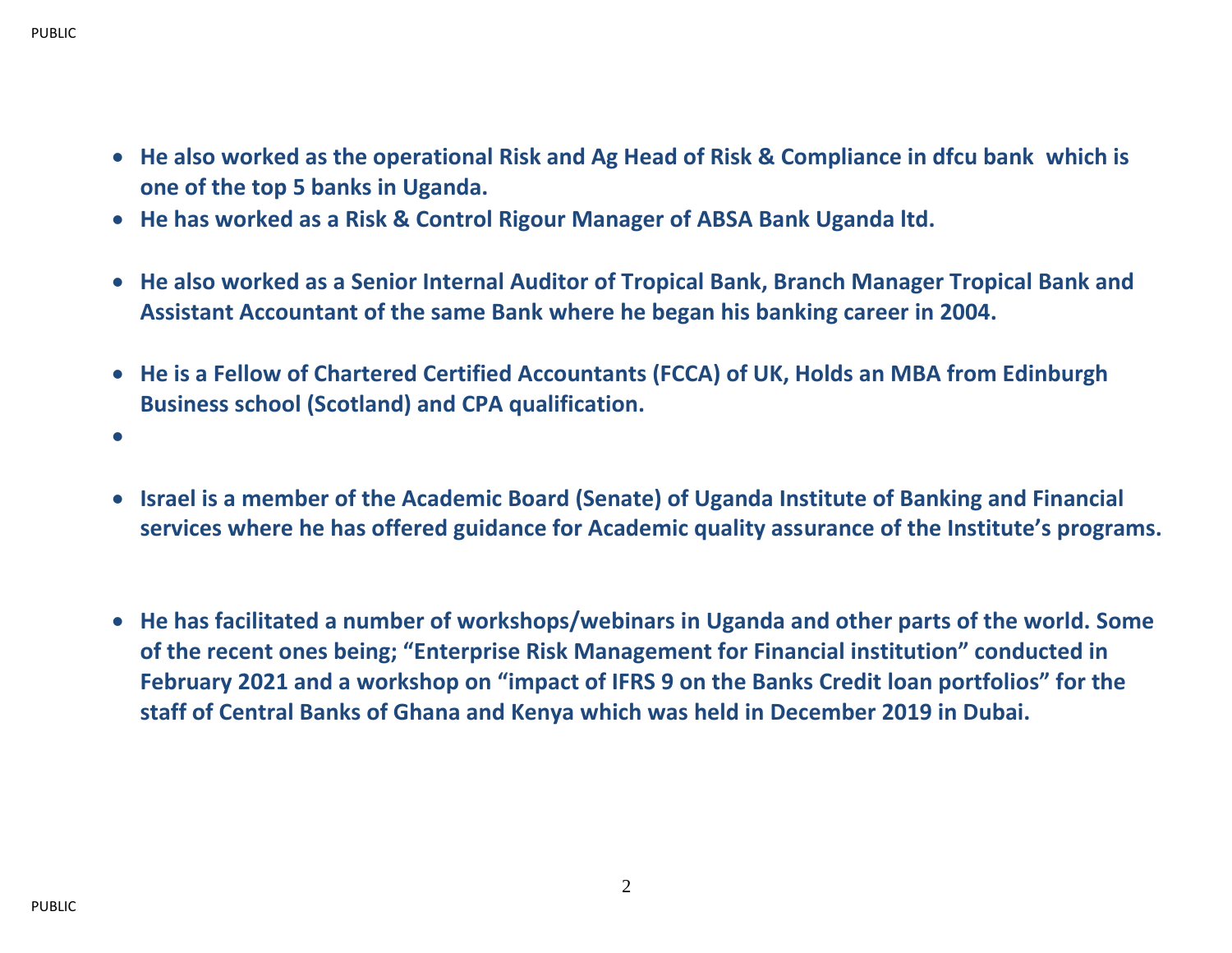- **He also worked as the operational Risk and Ag Head of Risk & Compliance in dfcu bank which is one of the top 5 banks in Uganda.**
- **He has worked as a Risk & Control Rigour Manager of ABSA Bank Uganda ltd.**
- **He also worked as a Senior Internal Auditor of Tropical Bank, Branch Manager Tropical Bank and Assistant Accountant of the same Bank where he began his banking career in 2004.**
- **He is a Fellow of Chartered Certified Accountants (FCCA) of UK, Holds an MBA from Edinburgh Business school (Scotland) and CPA qualification.**
- **Israel is a member of the Academic Board (Senate) of Uganda Institute of Banking and Financial services where he has offered guidance for Academic quality assurance of the Institute's programs.**
- **He has facilitated a number of workshops/webinars in Uganda and other parts of the world. Some of the recent ones being; "Enterprise Risk Management for Financial institution" conducted in February 2021 and a workshop on "impact of IFRS 9 on the Banks Credit loan portfolios" for the staff of Central Banks of Ghana and Kenya which was held in December 2019 in Dubai.**